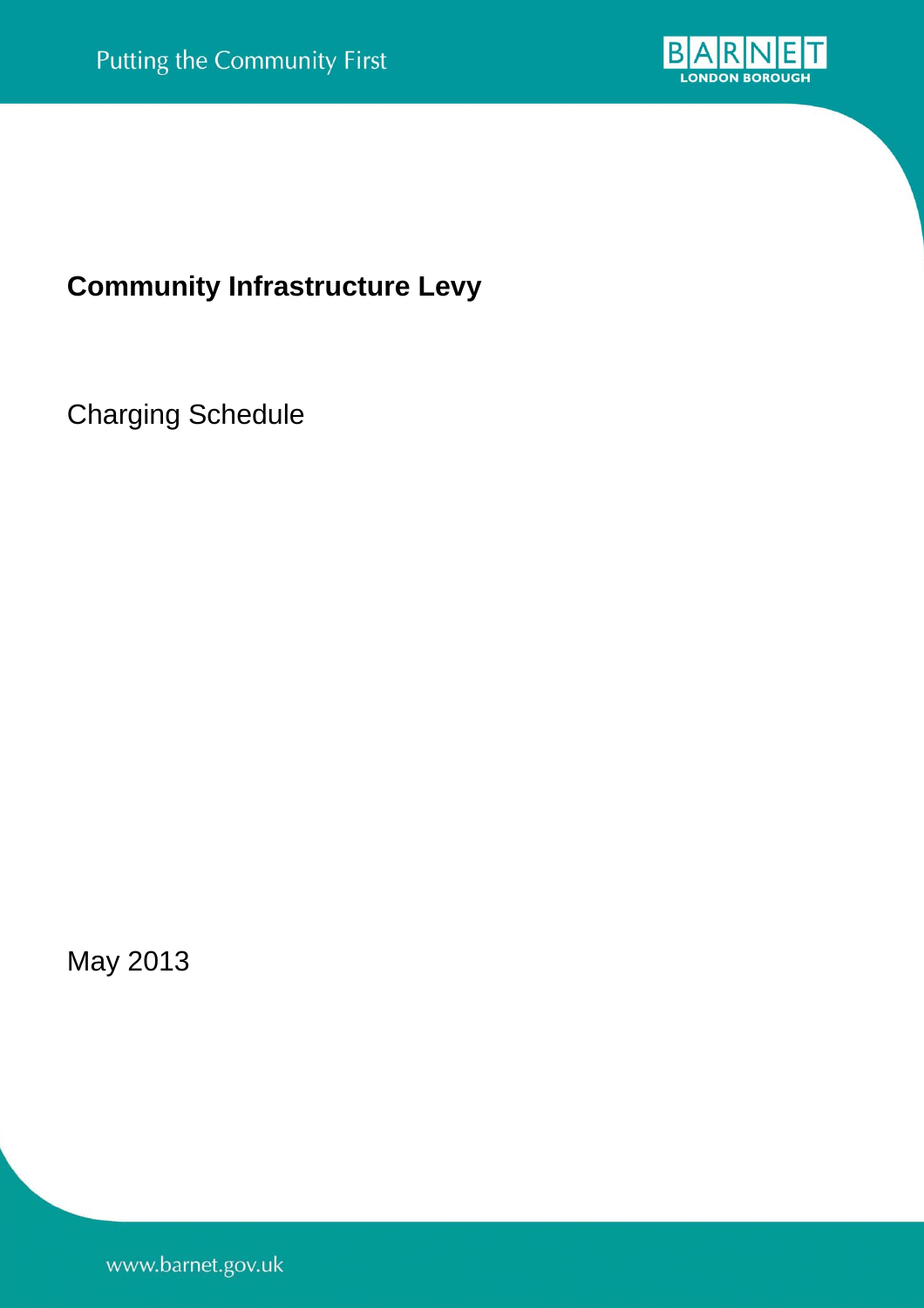# Community Infrastructure Levy

Charging Schedule

May 2013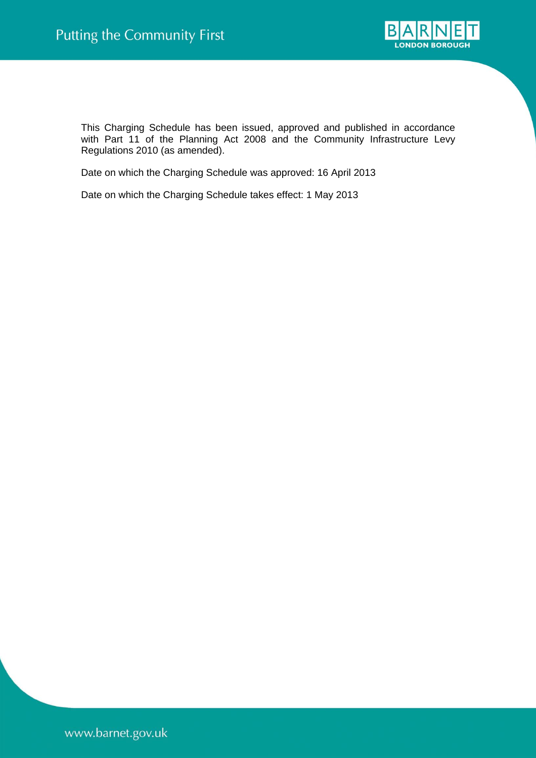This Charging Schedule has been issued, approved and published in accordance with Part 11 of the Planning Act 2008 and the Community Infrastructure Levy Regulations 2010 (as amended).

Date on which the Charging Schedule was approved: 16 April 2013

Date on which the Charging Schedule takes effect: 1 May 2013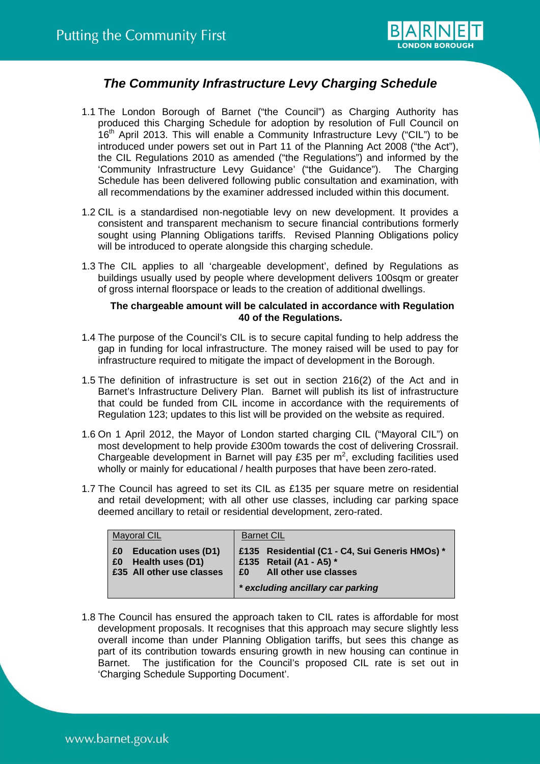# The Community Infrastructure Levy Charging Schedule

1.1 The London Borough of Barnet ("the Council") as Charging Authority has produced this Charging Schedule for adoption by resolution of Full Council on 16th April 2013. This will enable a Community Infrastructure Levy ("CIL") to be introduced under powers set out in Part 11 of the Planning Act 2008 ("the Act"), the CIL Regulations 2010 as amended ("the Regulations") and informed by the 'Community Infrastructure Levy Guidance' ("the Guidance"). The Charging Schedule has been delivered following public consultation and examination, with all recommendations by the examiner addressed included within this document.

1.2 CIL is a standardised non-negotiable levy on new development. It provides a consistent and transparent mechanism to secure financial contributions formerly sought using Planning Obligations tariffs. Revised Planning Obligations policy will be introduced to operate alongside this charging schedule.

1.3 The CIL applies to all 'chargeable development', defined by Regulations as buildings usually used by people where development delivers 100sqm or greater of gross internal floorspace or leads to the creation of additional dwellings.

**The chargeable amount will be calculated in accordance with Regulation 40 of the Regulations.**

1.4 The purpose of the Council's CIL is to secure capital funding to help address the gap in funding for local infrastructure. The money raised will be used to pay for infrastructure required to mitigate the impact of development in the Borough.

1.5 The definition of infrastructure is set out in section 216(2) of the Act and in Barnet's Infrastructure Delivery Plan. Barnet will publish its list of infrastructure that could be funded from CIL income in accordance with the requirements of Regulation 123; updates to this list will be provided on the website as required.

1.6 On 1 April 2012, the Mayor of London started charging CIL ("Mayoral CIL") on most development to help provide £300m towards the cost of delivering Crossrail. Chargeable development in Barnet will pay £35 per $m^2$, excluding facilities used wholly or mainly for educational / health purposes that have been zero-rated.

1.7 The Council has agreed to set its CIL as £135 per square metre on residential and retail development; with all other use classes, including car parking space deemed ancillary to retail or residential development, zero-rated.

| Mayoral CIL | Barnet CIL |
|---|---|
| **£0 Education uses (D1)**<br>**£0 Health uses (D1)**<br>**£35 All other use classes** | **£135 Residential (C1 - C4, Sui Generis HMOs) \***<br>**£135 Retail (A1 - A5) \***<br>**£0 All other use classes**<br>***\* excluding ancillary car parking*** |

1.8 The Council has ensured the approach taken to CIL rates is affordable for most development proposals. It recognises that this approach may secure slightly less overall income than under Planning Obligation tariffs, but sees this change as part of its contribution towards ensuring growth in new housing can continue in Barnet. The justification for the Council's proposed CIL rate is set out in 'Charging Schedule Supporting Document'.